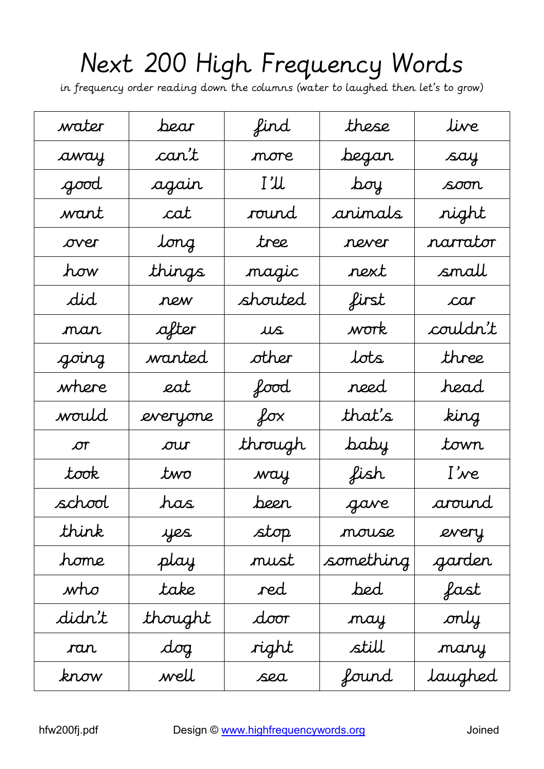# Next 200 High Frequency Words

in frequency order reading down the columns (water to laughed then let's to grow)

| | | | | |
|---|---|---|---|---|
| water | bear | find | these | live |
| away | can't | more | began | say |
| good | again | I'll | boy | soon |
| want | cat | round | animals | night |
| over | long | tree | never | narrator |
| how | things | magic | next | small |
| did | new | shouted | first | car |
| man | after | us | work | couldn't |
| going | wanted | other | lots | three |
| where | eat | food | need | head |
| would | everyone | fox | that's | king |
| or | our | through | baby | town |
| took | two | way | fish | I've |
| school | has | been | gave | around |
| think | yes | stop | mouse | every |
| home | play | must | something | garden |
| who | take | red | bed | fast |
| didn't | thought | door | may | only |
| ran | dog | right | still | many |
| know | well | sea | found | laughed |

hfw200fj.pdf — Design © www.highfrequencywords.org — Joined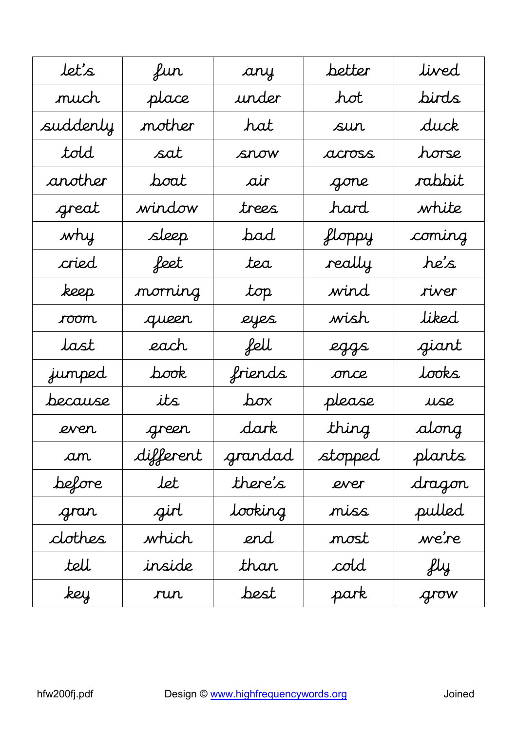| | | | | |
|---|---|---|---|---|
| let's | fun | any | better | lived |
| much | place | under | hot | birds |
| suddenly | mother | hat | sun | duck |
| told | sat | snow | across | horse |
| another | boat | air | gone | rabbit |
| great | window | trees | hard | white |
| why | sleep | bad | floppy | coming |
| cried | feet | tea | really | he's |
| keep | morning | top | wind | river |
| room | queen | eyes | wish | liked |
| last | each | fell | eggs | giant |
| jumped | book | friends | once | looks |
| because | its | box | please | use |
| even | green | dark | thing | along |
| am | different | grandad | stopped | plants |
| before | let | there's | ever | dragon |
| gran | girl | looking | miss | pulled |
| clothes | which | end | most | we're |
| tell | inside | than | cold | fly |
| key | run | best | park | grow |

hfw200fj.pdf Design © www.highfrequencywords.org Joined